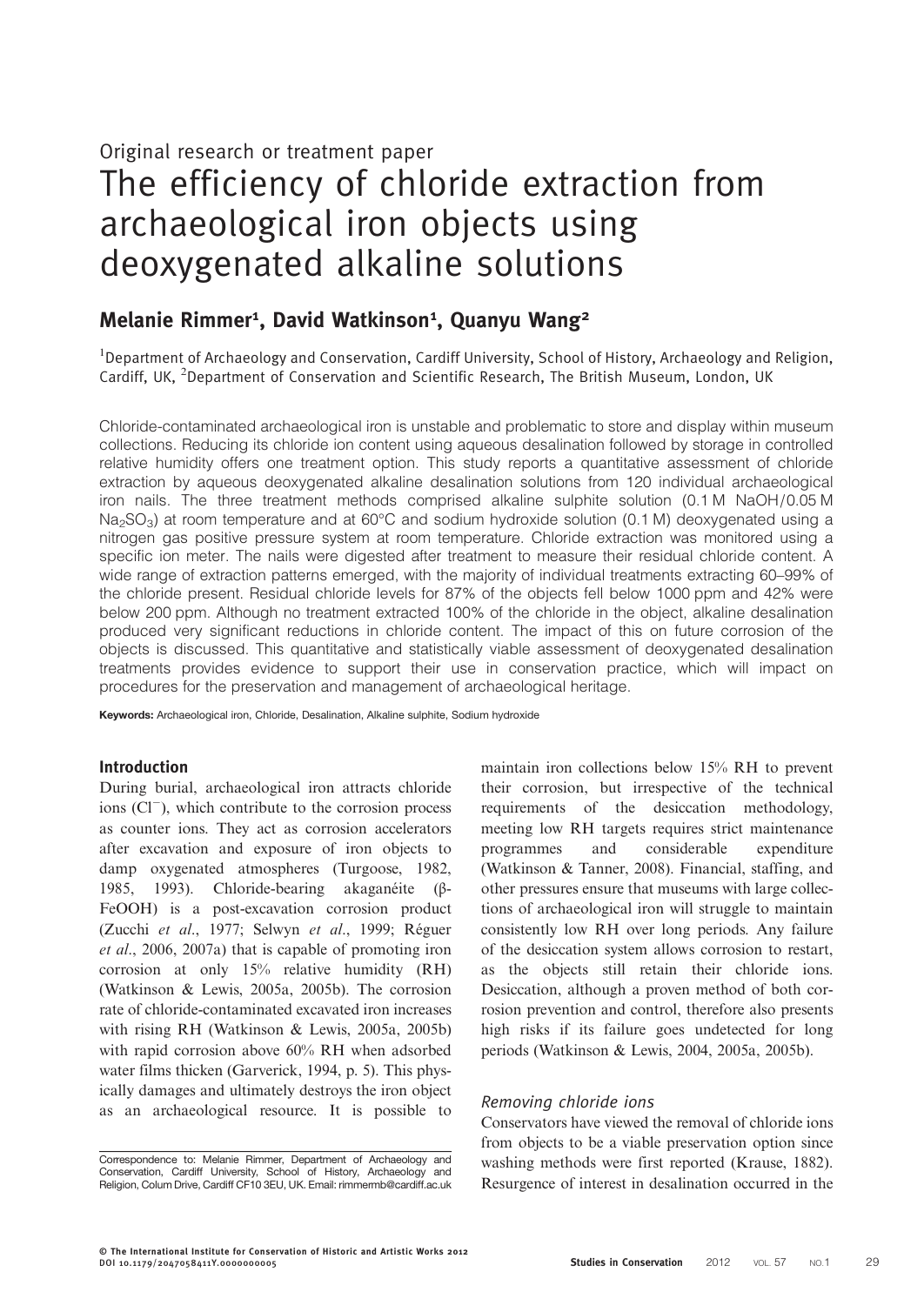Original research or treatment paper

# The efficiency of chloride extraction from archaeological iron objects using deoxygenated alkaline solutions

**Melanie Rimmer[1], David Watkinson[1], Quanyu Wang[2]**

[1]Department of Archaeology and Conservation, Cardiff University, School of History, Archaeology and Religion, Cardiff, UK, [2]Department of Conservation and Scientific Research, The British Museum, London, UK

Chloride-contaminated archaeological iron is unstable and problematic to store and display within museum collections. Reducing its chloride ion content using aqueous desalination followed by storage in controlled relative humidity offers one treatment option. This study reports a quantitative assessment of chloride extraction by aqueous deoxygenated alkaline desalination solutions from 120 individual archaeological iron nails. The three treatment methods comprised alkaline sulphite solution (0.1 M NaOH/0.05 M $Na_2SO_3$) at room temperature and at 60°C and sodium hydroxide solution (0.1 M) deoxygenated using a nitrogen gas positive pressure system at room temperature. Chloride extraction was monitored using a specific ion meter. The nails were digested after treatment to measure their residual chloride content. A wide range of extraction patterns emerged, with the majority of individual treatments extracting 60–99% of the chloride present. Residual chloride levels for 87% of the objects fell below 1000 ppm and 42% were below 200 ppm. Although no treatment extracted 100% of the chloride in the object, alkaline desalination produced very significant reductions in chloride content. The impact of this on future corrosion of the objects is discussed. This quantitative and statistically viable assessment of deoxygenated desalination treatments provides evidence to support their use in conservation practice, which will impact on procedures for the preservation and management of archaeological heritage.

**Keywords:** Archaeological iron, Chloride, Desalination, Alkaline sulphite, Sodium hydroxide

## Introduction

During burial, archaeological iron attracts chloride ions ($Cl^-$), which contribute to the corrosion process as counter ions. They act as corrosion accelerators after excavation and exposure of iron objects to damp oxygenated atmospheres (Turgoose, 1982, 1985, 1993). Chloride-bearing akaganéite (β-FeOOH) is a post-excavation corrosion product (Zucchi *et al*., 1977; Selwyn *et al*., 1999; Réguer *et al*., 2006, 2007a) that is capable of promoting iron corrosion at only 15% relative humidity (RH) (Watkinson & Lewis, 2005a, 2005b). The corrosion rate of chloride-contaminated excavated iron increases with rising RH (Watkinson & Lewis, 2005a, 2005b) with rapid corrosion above 60% RH when adsorbed water films thicken (Garverick, 1994, p. 5). This physically damages and ultimately destroys the iron object as an archaeological resource. It is possible to maintain iron collections below 15% RH to prevent their corrosion, but irrespective of the technical requirements of the desiccation methodology, meeting low RH targets requires strict maintenance programmes and considerable expenditure (Watkinson & Tanner, 2008). Financial, staffing, and other pressures ensure that museums with large collections of archaeological iron will struggle to maintain consistently low RH over long periods. Any failure of the desiccation system allows corrosion to restart, as the objects still retain their chloride ions. Desiccation, although a proven method of both corrosion prevention and control, therefore also presents high risks if its failure goes undetected for long periods (Watkinson & Lewis, 2004, 2005a, 2005b).

### *Removing chloride ions*

Conservators have viewed the removal of chloride ions from objects to be a viable preservation option since washing methods were first reported (Krause, 1882). Resurgence of interest in desalination occurred in the

Correspondence to: Melanie Rimmer, Department of Archaeology and Conservation, Cardiff University, School of History, Archaeology and Religion, Colum Drive, Cardiff CF10 3EU, UK. Email: rimmermb@cardiff.ac.uk

© The International Institute for Conservation of Historic and Artistic Works 2012
DOI 10.1179/2047058411Y.0000000005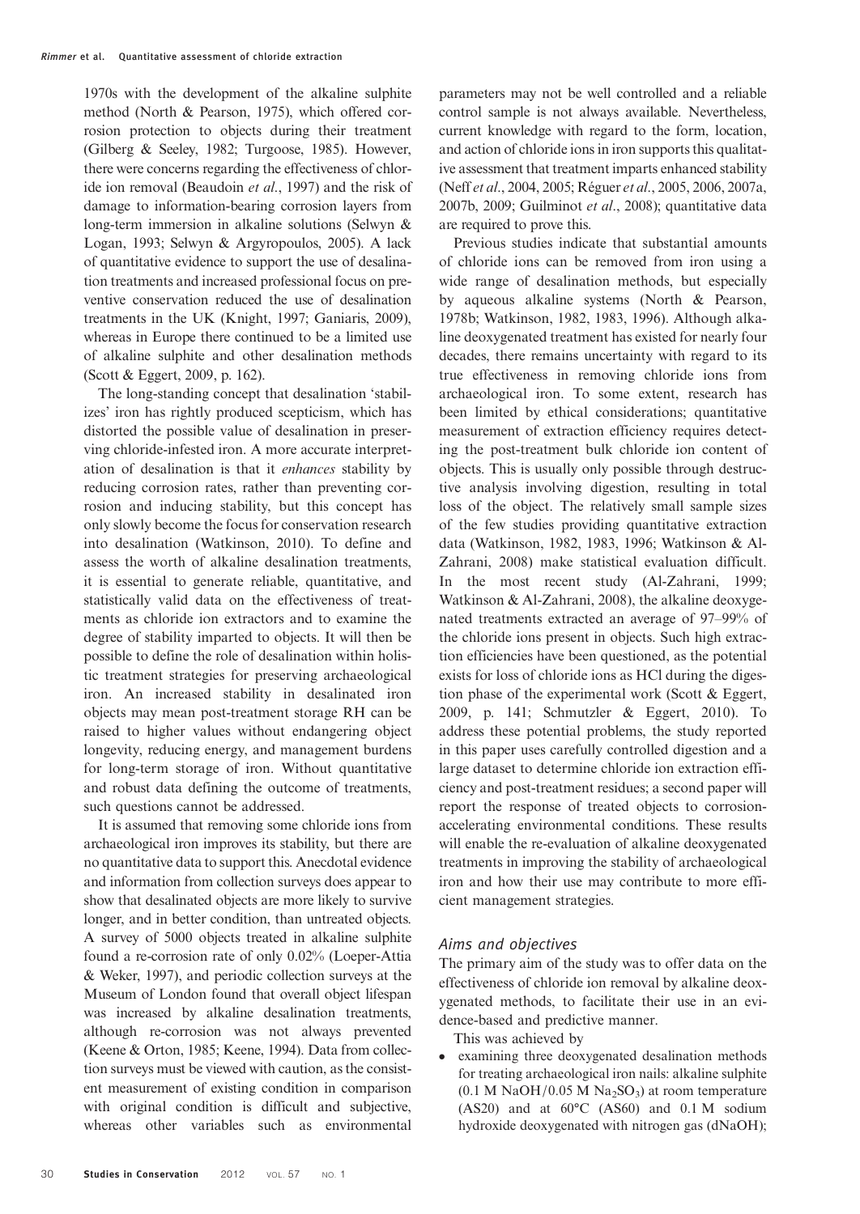1970s with the development of the alkaline sulphite method (North & Pearson, 1975), which offered corrosion protection to objects during their treatment (Gilberg & Seeley, 1982; Turgoose, 1985). However, there were concerns regarding the effectiveness of chloride ion removal (Beaudoin *et al.*, 1997) and the risk of damage to information-bearing corrosion layers from long-term immersion in alkaline solutions (Selwyn & Logan, 1993; Selwyn & Argyropoulos, 2005). A lack of quantitative evidence to support the use of desalination treatments and increased professional focus on preventive conservation reduced the use of desalination treatments in the UK (Knight, 1997; Ganiaris, 2009), whereas in Europe there continued to be a limited use of alkaline sulphite and other desalination methods (Scott & Eggert, 2009, p. 162).

The long-standing concept that desalination 'stabilizes' iron has rightly produced scepticism, which has distorted the possible value of desalination in preserving chloride-infested iron. A more accurate interpretation of desalination is that it *enhances* stability by reducing corrosion rates, rather than preventing corrosion and inducing stability, but this concept has only slowly become the focus for conservation research into desalination (Watkinson, 2010). To define and assess the worth of alkaline desalination treatments, it is essential to generate reliable, quantitative, and statistically valid data on the effectiveness of treatments as chloride ion extractors and to examine the degree of stability imparted to objects. It will then be possible to define the role of desalination within holistic treatment strategies for preserving archaeological iron. An increased stability in desalinated iron objects may mean post-treatment storage RH can be raised to higher values without endangering object longevity, reducing energy, and management burdens for long-term storage of iron. Without quantitative and robust data defining the outcome of treatments, such questions cannot be addressed.

It is assumed that removing some chloride ions from archaeological iron improves its stability, but there are no quantitative data to support this. Anecdotal evidence and information from collection surveys does appear to show that desalinated objects are more likely to survive longer, and in better condition, than untreated objects. A survey of 5000 objects treated in alkaline sulphite found a re-corrosion rate of only 0.02% (Loeper-Attia & Weker, 1997), and periodic collection surveys at the Museum of London found that overall object lifespan was increased by alkaline desalination treatments, although re-corrosion was not always prevented (Keene & Orton, 1985; Keene, 1994). Data from collection surveys must be viewed with caution, as the consistent measurement of existing condition in comparison with original condition is difficult and subjective, whereas other variables such as environmental parameters may not be well controlled and a reliable control sample is not always available. Nevertheless, current knowledge with regard to the form, location, and action of chloride ions in iron supports this qualitative assessment that treatment imparts enhanced stability (Neff *et al.*, 2004, 2005; Réguer *et al.*, 2005, 2006, 2007a, 2007b, 2009; Guilminot *et al.*, 2008); quantitative data are required to prove this.

Previous studies indicate that substantial amounts of chloride ions can be removed from iron using a wide range of desalination methods, but especially by aqueous alkaline systems (North & Pearson, 1978b; Watkinson, 1982, 1983, 1996). Although alkaline deoxygenated treatment has existed for nearly four decades, there remains uncertainty with regard to its true effectiveness in removing chloride ions from archaeological iron. To some extent, research has been limited by ethical considerations; quantitative measurement of extraction efficiency requires detecting the post-treatment bulk chloride ion content of objects. This is usually only possible through destructive analysis involving digestion, resulting in total loss of the object. The relatively small sample sizes of the few studies providing quantitative extraction data (Watkinson, 1982, 1983, 1996; Watkinson & Al-Zahrani, 2008) make statistical evaluation difficult. In the most recent study (Al-Zahrani, 1999; Watkinson & Al-Zahrani, 2008), the alkaline deoxygenated treatments extracted an average of 97–99% of the chloride ions present in objects. Such high extraction efficiencies have been questioned, as the potential exists for loss of chloride ions as HCl during the digestion phase of the experimental work (Scott & Eggert, 2009, p. 141; Schmutzler & Eggert, 2010). To address these potential problems, the study reported in this paper uses carefully controlled digestion and a large dataset to determine chloride ion extraction efficiency and post-treatment residues; a second paper will report the response of treated objects to corrosion-accelerating environmental conditions. These results will enable the re-evaluation of alkaline deoxygenated treatments in improving the stability of archaeological iron and how their use may contribute to more efficient management strategies.

### Aims and objectives

The primary aim of the study was to offer data on the effectiveness of chloride ion removal by alkaline deoxygenated methods, to facilitate their use in an evidence-based and predictive manner.

This was achieved by

- examining three deoxygenated desalination methods for treating archaeological iron nails: alkaline sulphite (0.1 M NaOH/0.05 M $Na_2SO_3$) at room temperature (AS20) and at 60°C (AS60) and 0.1 M sodium hydroxide deoxygenated with nitrogen gas (dNaOH);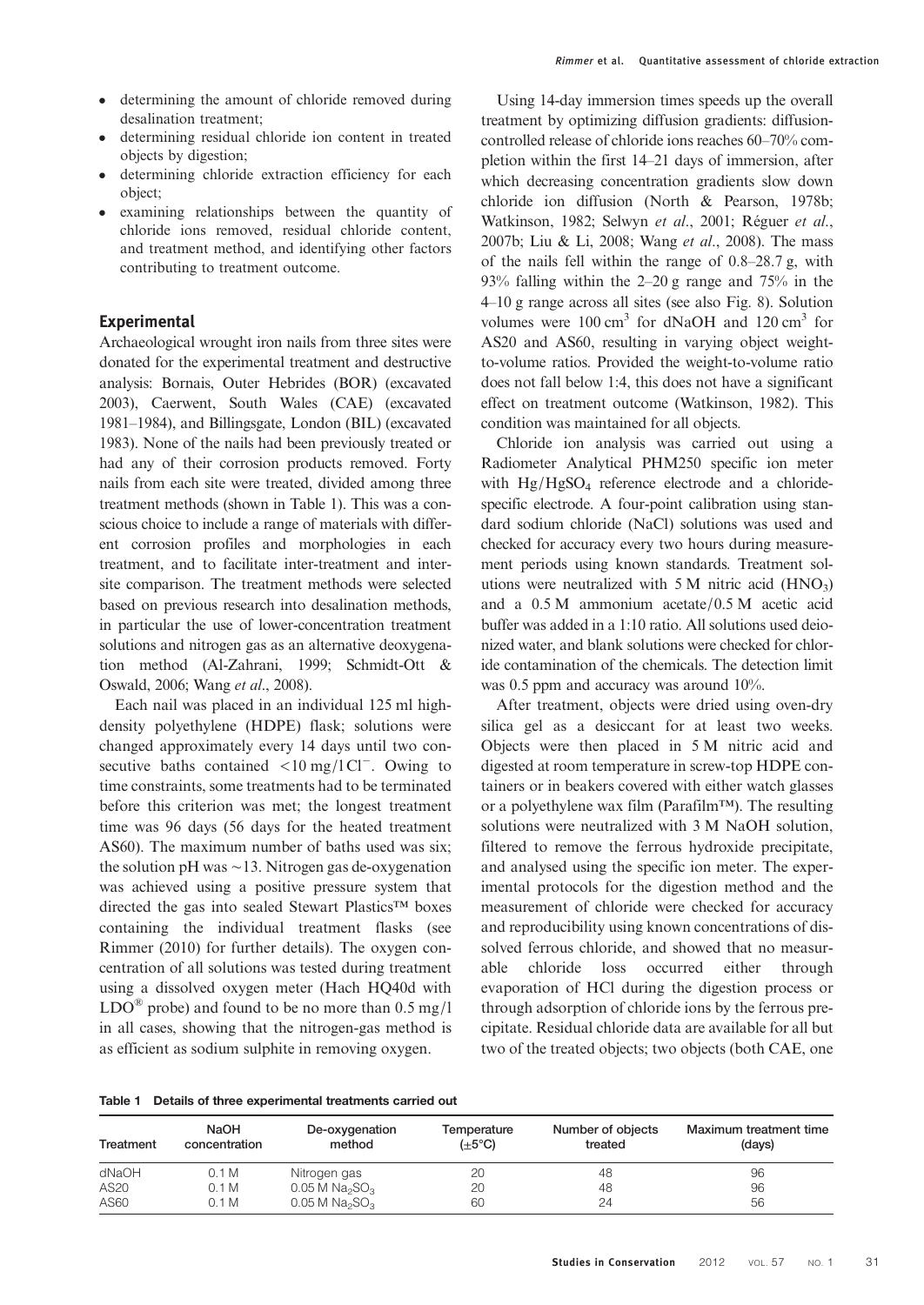- determining the amount of chloride removed during desalination treatment;
- determining residual chloride ion content in treated objects by digestion;
- determining chloride extraction efficiency for each object;
- examining relationships between the quantity of chloride ions removed, residual chloride content, and treatment method, and identifying other factors contributing to treatment outcome.

## Experimental

Archaeological wrought iron nails from three sites were donated for the experimental treatment and destructive analysis: Bornais, Outer Hebrides (BOR) (excavated 2003), Caerwent, South Wales (CAE) (excavated 1981–1984), and Billingsgate, London (BIL) (excavated 1983). None of the nails had been previously treated or had any of their corrosion products removed. Forty nails from each site were treated, divided among three treatment methods (shown in Table 1). This was a conscious choice to include a range of materials with different corrosion profiles and morphologies in each treatment, and to facilitate inter-treatment and inter-site comparison. The treatment methods were selected based on previous research into desalination methods, in particular the use of lower-concentration treatment solutions and nitrogen gas as an alternative deoxygenation method (Al-Zahrani, 1999; Schmidt-Ott & Oswald, 2006; Wang *et al.*, 2008).

Each nail was placed in an individual 125 ml high-density polyethylene (HDPE) flask; solutions were changed approximately every 14 days until two consecutive baths contained $<10$ mg/l $Cl^-$. Owing to time constraints, some treatments had to be terminated before this criterion was met; the longest treatment time was 96 days (56 days for the heated treatment AS60). The maximum number of baths used was six; the solution pH was ~13. Nitrogen gas de-oxygenation was achieved using a positive pressure system that directed the gas into sealed Stewart Plastics™ boxes containing the individual treatment flasks (see Rimmer (2010) for further details). The oxygen concentration of all solutions was tested during treatment using a dissolved oxygen meter (Hach HQ40d with LDO® probe) and found to be no more than 0.5 mg/l in all cases, showing that the nitrogen-gas method is as efficient as sodium sulphite in removing oxygen.

Using 14-day immersion times speeds up the overall treatment by optimizing diffusion gradients: diffusion-controlled release of chloride ions reaches 60–70% completion within the first 14–21 days of immersion, after which decreasing concentration gradients slow down chloride ion diffusion (North & Pearson, 1978b; Watkinson, 1982; Selwyn *et al.*, 2001; Réguer *et al.*, 2007b; Liu & Li, 2008; Wang *et al.*, 2008). The mass of the nails fell within the range of 0.8–28.7 g, with 93% falling within the 2–20 g range and 75% in the 4–10 g range across all sites (see also Fig. 8). Solution volumes were 100 $cm^3$ for dNaOH and 120 $cm^3$ for AS20 and AS60, resulting in varying object weight-to-volume ratios. Provided the weight-to-volume ratio does not fall below 1:4, this does not have a significant effect on treatment outcome (Watkinson, 1982). This condition was maintained for all objects.

Chloride ion analysis was carried out using a Radiometer Analytical PHM250 specific ion meter with $Hg/HgSO_4$ reference electrode and a chloride-specific electrode. A four-point calibration using standard sodium chloride (NaCl) solutions was used and checked for accuracy every two hours during measurement periods using known standards. Treatment solutions were neutralized with 5 M nitric acid ($HNO_3$) and a 0.5 M ammonium acetate/0.5 M acetic acid buffer was added in a 1:10 ratio. All solutions used deionized water, and blank solutions were checked for chloride contamination of the chemicals. The detection limit was 0.5 ppm and accuracy was around 10%.

After treatment, objects were dried using oven-dry silica gel as a desiccant for at least two weeks. Objects were then placed in 5 M nitric acid and digested at room temperature in screw-top HDPE containers or in beakers covered with either watch glasses or a polyethylene wax film (Parafilm™). The resulting solutions were neutralized with 3 M NaOH solution, filtered to remove the ferrous hydroxide precipitate, and analysed using the specific ion meter. The experimental protocols for the digestion method and the measurement of chloride were checked for accuracy and reproducibility using known concentrations of dissolved ferrous chloride, and showed that no measurable chloride loss occurred either through evaporation of HCl during the digestion process or through adsorption of chloride ions by the ferrous precipitate. Residual chloride data are available for all but two of the treated objects; two objects (both CAE, one

**Table 1** Details of three experimental treatments carried out

| Treatment | NaOH concentration | De-oxygenation method | Temperature (±5°C) | Number of objects treated | Maximum treatment time (days) |
|---|---|---|---|---|---|
| dNaOH | 0.1 M | Nitrogen gas | 20 | 48 | 96 |
| AS20 | 0.1 M | 0.05 M $Na_2SO_3$ | 20 | 48 | 96 |
| AS60 | 0.1 M | 0.05 M $Na_2SO_3$ | 60 | 24 | 56 |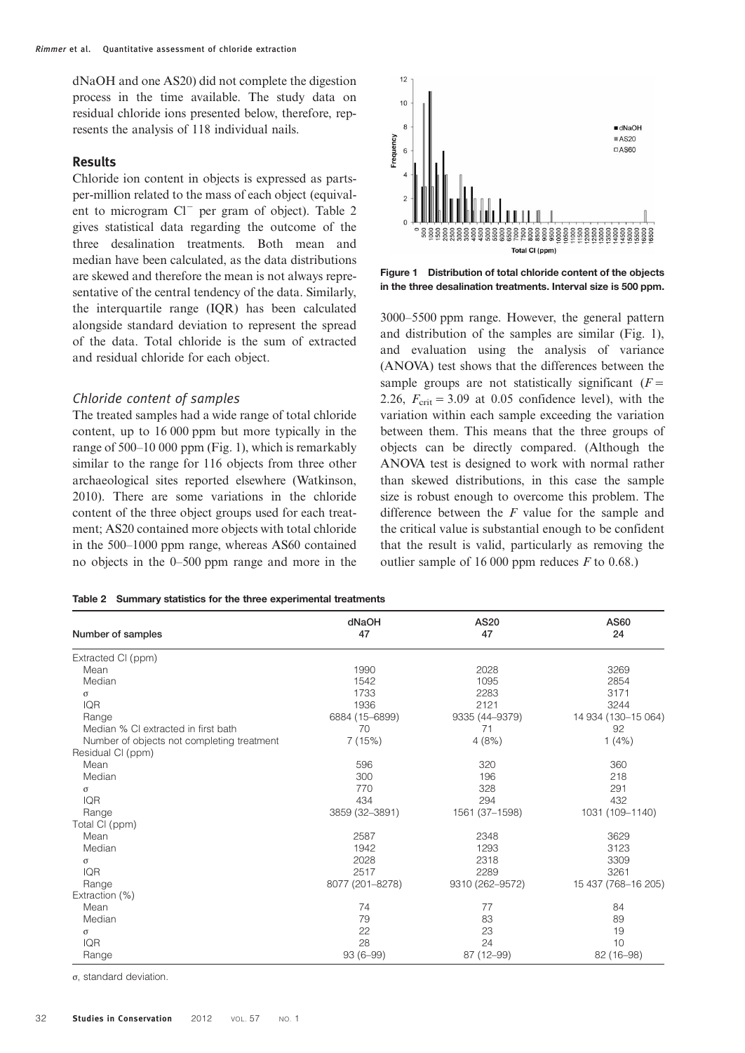dNaOH and one AS20) did not complete the digestion process in the time available. The study data on residual chloride ions presented below, therefore, represents the analysis of 118 individual nails.

## Results

Chloride ion content in objects is expressed as parts-per-million related to the mass of each object (equivalent to microgram $Cl^-$ per gram of object). Table 2 gives statistical data regarding the outcome of the three desalination treatments. Both mean and median have been calculated, as the data distributions are skewed and therefore the mean is not always representative of the central tendency of the data. Similarly, the interquartile range (IQR) has been calculated alongside standard deviation to represent the spread of the data. Total chloride is the sum of extracted and residual chloride for each object.

### *Chloride content of samples*

The treated samples had a wide range of total chloride content, up to 16 000 ppm but more typically in the range of 500–10 000 ppm (Fig. 1), which is remarkably similar to the range for 116 objects from three other archaeological sites reported elsewhere (Watkinson, 2010). There are some variations in the chloride content of the three object groups used for each treatment; AS20 contained more objects with total chloride in the 500–1000 ppm range, whereas AS60 contained no objects in the 0–500 ppm range and more in the 3000–5500 ppm range. However, the general pattern and distribution of the samples are similar (Fig. 1), and evaluation using the analysis of variance (ANOVA) test shows that the differences between the sample groups are not statistically significant ($F = 2.26$, $F_{crit} = 3.09$ at 0.05 confidence level), with the variation within each sample exceeding the variation between them. This means that the three groups of objects can be directly compared. (Although the ANOVA test is designed to work with normal rather than skewed distributions, in this case the sample size is robust enough to overcome this problem. The difference between the $F$ value for the sample and the critical value is substantial enough to be confident that the result is valid, particularly as removing the outlier sample of 16 000 ppm reduces $F$ to 0.68.)

**Figure 1 Distribution of total chloride content of the objects in the three desalination treatments. Interval size is 500 ppm.**

**Table 2 Summary statistics for the three experimental treatments**

| Number of samples | dNaOH 47 | AS20 47 | AS60 24 |
|---|---|---|---|
| Extracted Cl (ppm) | | | |
| Mean | 1990 | 2028 | 3269 |
| Median | 1542 | 1095 | 2854 |
| σ | 1733 | 2283 | 3171 |
| IQR | 1936 | 2121 | 3244 |
| Range | 6884 (15–6899) | 9335 (44–9379) | 14 934 (130–15 064) |
| Median % Cl extracted in first bath | 70 | 71 | 92 |
| Number of objects not completing treatment | 7 (15%) | 4 (8%) | 1 (4%) |
| Residual Cl (ppm) | | | |
| Mean | 596 | 320 | 360 |
| Median | 300 | 196 | 218 |
| σ | 770 | 328 | 291 |
| IQR | 434 | 294 | 432 |
| Range | 3859 (32–3891) | 1561 (37–1598) | 1031 (109–1140) |
| Total Cl (ppm) | | | |
| Mean | 2587 | 2348 | 3629 |
| Median | 1942 | 1293 | 3123 |
| σ | 2028 | 2318 | 3309 |
| IQR | 2517 | 2289 | 3261 |
| Range | 8077 (201–8278) | 9310 (262–9572) | 15 437 (768–16 205) |
| Extraction (%) | | | |
| Mean | 74 | 77 | 84 |
| Median | 79 | 83 | 89 |
| σ | 22 | 23 | 19 |
| IQR | 28 | 24 | 10 |
| Range | 93 (6–99) | 87 (12–99) | 82 (16–98) |

σ, standard deviation.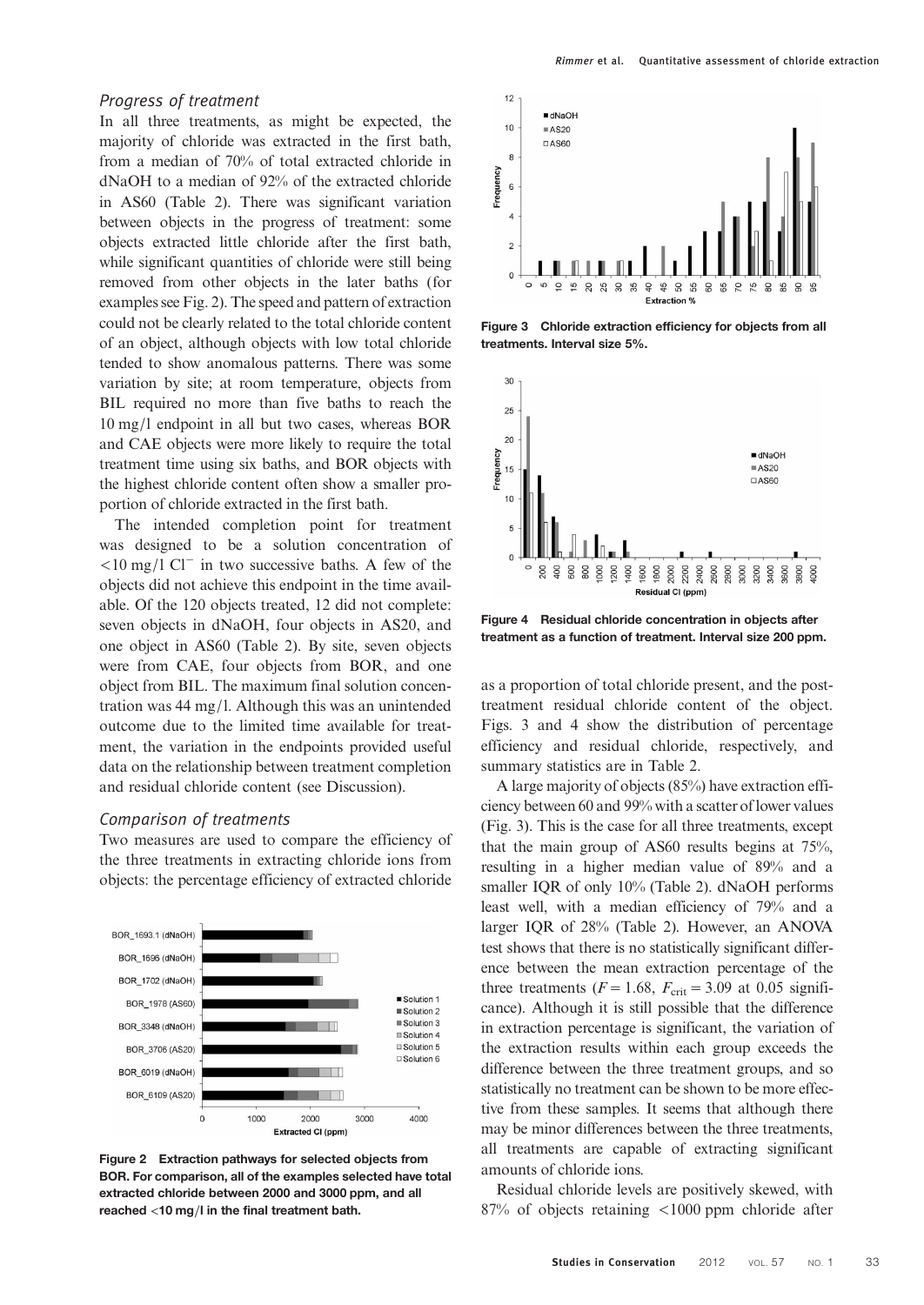### Progress of treatment

In all three treatments, as might be expected, the majority of chloride was extracted in the first bath, from a median of 70% of total extracted chloride in dNaOH to a median of 92% of the extracted chloride in AS60 (Table 2). There was significant variation between objects in the progress of treatment: some objects extracted little chloride after the first bath, while significant quantities of chloride were still being removed from other objects in the later baths (for examples see Fig. 2). The speed and pattern of extraction could not be clearly related to the total chloride content of an object, although objects with low total chloride tended to show anomalous patterns. There was some variation by site; at room temperature, objects from BIL required no more than five baths to reach the 10 mg/l endpoint in all but two cases, whereas BOR and CAE objects were more likely to require the total treatment time using six baths, and BOR objects with the highest chloride content often show a smaller proportion of chloride extracted in the first bath.

The intended completion point for treatment was designed to be a solution concentration of <10 mg/l $Cl^-$ in two successive baths. A few of the objects did not achieve this endpoint in the time available. Of the 120 objects treated, 12 did not complete: seven objects in dNaOH, four objects in AS20, and one object in AS60 (Table 2). By site, seven objects were from CAE, four objects from BOR, and one object from BIL. The maximum final solution concentration was 44 mg/l. Although this was an unintended outcome due to the limited time available for treatment, the variation in the endpoints provided useful data on the relationship between treatment completion and residual chloride content (see Discussion).

### Comparison of treatments

Two measures are used to compare the efficiency of the three treatments in extracting chloride ions from objects: the percentage efficiency of extracted chloride as a proportion of total chloride present, and the post-treatment residual chloride content of the object. Figs. 3 and 4 show the distribution of percentage efficiency and residual chloride, respectively, and summary statistics are in Table 2.

**Figure 2 Extraction pathways for selected objects from BOR. For comparison, all of the examples selected have total extracted chloride between 2000 and 3000 ppm, and all reached <10 mg/l in the final treatment bath.**

**Figure 3 Chloride extraction efficiency for objects from all treatments. Interval size 5%.**

**Figure 4 Residual chloride concentration in objects after treatment as a function of treatment. Interval size 200 ppm.**

A large majority of objects (85%) have extraction efficiency between 60 and 99% with a scatter of lower values (Fig. 3). This is the case for all three treatments, except that the main group of AS60 results begins at 75%, resulting in a higher median value of 89% and a smaller IQR of only 10% (Table 2). dNaOH performs least well, with a median efficiency of 79% and a larger IQR of 28% (Table 2). However, an ANOVA test shows that there is no statistically significant difference between the mean extraction percentage of the three treatments ($F = 1.68$, $F_{crit} = 3.09$ at 0.05 significance). Although it is still possible that the difference in extraction percentage is significant, the variation of the extraction results within each group exceeds the difference between the three treatment groups, and so statistically no treatment can be shown to be more effective from these samples. It seems that although there may be minor differences between the three treatments, all treatments are capable of extracting significant amounts of chloride ions.

Residual chloride levels are positively skewed, with 87% of objects retaining <1000 ppm chloride after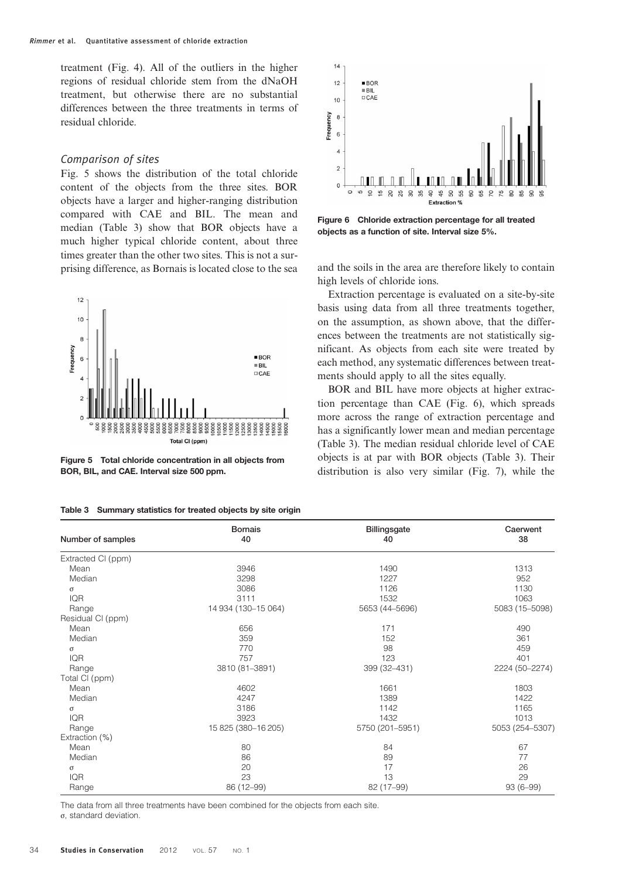treatment (Fig. 4). All of the outliers in the higher regions of residual chloride stem from the dNaOH treatment, but otherwise there are no substantial differences between the three treatments in terms of residual chloride.

### *Comparison of sites*

Fig. 5 shows the distribution of the total chloride content of the objects from the three sites. BOR objects have a larger and higher-ranging distribution compared with CAE and BIL. The mean and median (Table 3) show that BOR objects have a much higher typical chloride content, about three times greater than the other two sites. This is not a surprising difference, as Bornais is located close to the sea and the soils in the area are therefore likely to contain high levels of chloride ions.

**Figure 5 Total chloride concentration in all objects from BOR, BIL, and CAE. Interval size 500 ppm.**

**Figure 6 Chloride extraction percentage for all treated objects as a function of site. Interval size 5%.**

Extraction percentage is evaluated on a site-by-site basis using data from all three treatments together, on the assumption, as shown above, that the differences between the treatments are not statistically significant. As objects from each site were treated by each method, any systematic differences between treatments should apply to all the sites equally.

BOR and BIL have more objects at higher extraction percentage than CAE (Fig. 6), which spreads more across the range of extraction percentage and has a significantly lower mean and median percentage (Table 3). The median residual chloride level of CAE objects is at par with BOR objects (Table 3). Their distribution is also very similar (Fig. 7), while the

**Table 3 Summary statistics for treated objects by site origin**

| Number of samples | Bornais<br>40 | Billingsgate<br>40 | Caerwent<br>38 |
|---|---|---|---|
| Extracted Cl (ppm) | | | |
| Mean | 3946 | 1490 | 1313 |
| Median | 3298 | 1227 | 952 |
| σ | 3086 | 1126 | 1130 |
| IQR | 3111 | 1532 | 1063 |
| Range | 14 934 (130–15 064) | 5653 (44–5696) | 5083 (15–5098) |
| Residual Cl (ppm) | | | |
| Mean | 656 | 171 | 490 |
| Median | 359 | 152 | 361 |
| σ | 770 | 98 | 459 |
| IQR | 757 | 123 | 401 |
| Range | 3810 (81–3891) | 399 (32–431) | 2224 (50–2274) |
| Total Cl (ppm) | | | |
| Mean | 4602 | 1661 | 1803 |
| Median | 4247 | 1389 | 1422 |
| σ | 3186 | 1142 | 1165 |
| IQR | 3923 | 1432 | 1013 |
| Range | 15 825 (380–16 205) | 5750 (201–5951) | 5053 (254–5307) |
| Extraction (%) | | | |
| Mean | 80 | 84 | 67 |
| Median | 86 | 89 | 77 |
| σ | 20 | 17 | 26 |
| IQR | 23 | 13 | 29 |
| Range | 86 (12–99) | 82 (17–99) | 93 (6–99) |

The data from all three treatments have been combined for the objects from each site.
σ, standard deviation.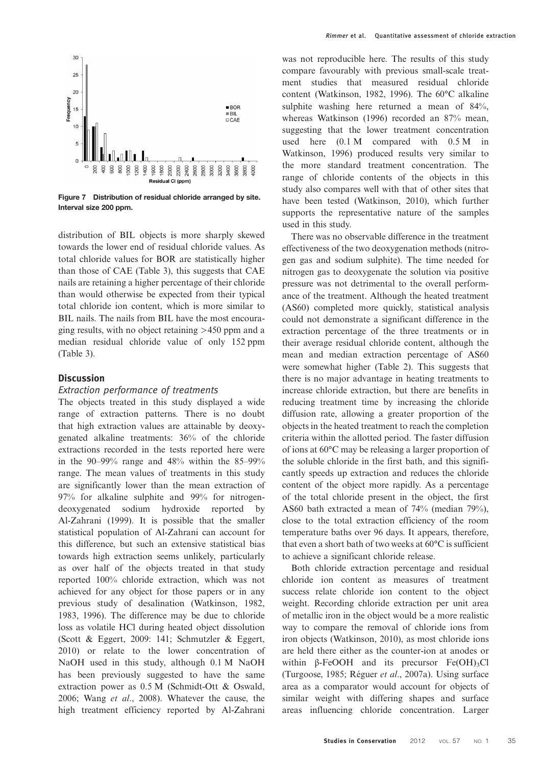Figure 7 Distribution of residual chloride arranged by site. Interval size 200 ppm.

distribution of BIL objects is more sharply skewed towards the lower end of residual chloride values. As total chloride values for BOR are statistically higher than those of CAE (Table 3), this suggests that CAE nails are retaining a higher percentage of their chloride than would otherwise be expected from their typical total chloride ion content, which is more similar to BIL nails. The nails from BIL have the most encouraging results, with no object retaining >450 ppm and a median residual chloride value of only 152 ppm (Table 3).

## Discussion

### Extraction performance of treatments

The objects treated in this study displayed a wide range of extraction patterns. There is no doubt that high extraction values are attainable by deoxygenated alkaline treatments: 36% of the chloride extractions recorded in the tests reported here were in the 90–99% range and 48% within the 85–99% range. The mean values of treatments in this study are significantly lower than the mean extraction of 97% for alkaline sulphite and 99% for nitrogen-deoxygenated sodium hydroxide reported by Al-Zahrani (1999). It is possible that the smaller statistical population of Al-Zahrani can account for this difference, but such an extensive statistical bias towards high extraction seems unlikely, particularly as over half of the objects treated in that study reported 100% chloride extraction, which was not achieved for any object for those papers or in any previous study of desalination (Watkinson, 1982, 1983, 1996). The difference may be due to chloride loss as volatile HCl during heated object dissolution (Scott & Eggert, 2009: 141; Schmutzler & Eggert, 2010) or relate to the lower concentration of NaOH used in this study, although 0.1 M NaOH has been previously suggested to have the same extraction power as 0.5 M (Schmidt-Ott & Oswald, 2006; Wang *et al.*, 2008). Whatever the cause, the high treatment efficiency reported by Al-Zahrani was not reproducible here. The results of this study compare favourably with previous small-scale treatment studies that measured residual chloride content (Watkinson, 1982, 1996). The 60°C alkaline sulphite washing here returned a mean of 84%, whereas Watkinson (1996) recorded an 87% mean, suggesting that the lower treatment concentration used here (0.1 M compared with 0.5 M in Watkinson, 1996) produced results very similar to the more standard treatment concentration. The range of chloride contents of the objects in this study also compares well with that of other sites that have been tested (Watkinson, 2010), which further supports the representative nature of the samples used in this study.

There was no observable difference in the treatment effectiveness of the two deoxygenation methods (nitrogen gas and sodium sulphite). The time needed for nitrogen gas to deoxygenate the solution via positive pressure was not detrimental to the overall performance of the treatment. Although the heated treatment (AS60) completed more quickly, statistical analysis could not demonstrate a significant difference in the extraction percentage of the three treatments or in their average residual chloride content, although the mean and median extraction percentage of AS60 were somewhat higher (Table 2). This suggests that there is no major advantage in heating treatments to increase chloride extraction, but there are benefits in reducing treatment time by increasing the chloride diffusion rate, allowing a greater proportion of the objects in the heated treatment to reach the completion criteria within the allotted period. The faster diffusion of ions at 60°C may be releasing a larger proportion of the soluble chloride in the first bath, and this significantly speeds up extraction and reduces the chloride content of the object more rapidly. As a percentage of the total chloride present in the object, the first AS60 bath extracted a mean of 74% (median 79%), close to the total extraction efficiency of the room temperature baths over 96 days. It appears, therefore, that even a short bath of two weeks at 60°C is sufficient to achieve a significant chloride release.

Both chloride extraction percentage and residual chloride ion content as measures of treatment success relate chloride ion content to the object weight. Recording chloride extraction per unit area of metallic iron in the object would be a more realistic way to compare the removal of chloride ions from iron objects (Watkinson, 2010), as most chloride ions are held there either as the counter-ion at anodes or within β-FeOOH and its precursor $Fe(OH)_3Cl$ (Turgoose, 1985; Réguer *et al.*, 2007a). Using surface area as a comparator would account for objects of similar weight with differing shapes and surface areas influencing chloride concentration. Larger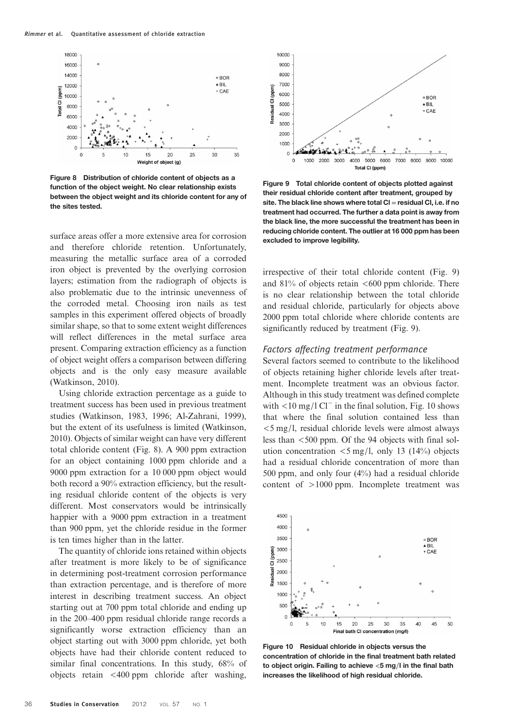Figure 8 Distribution of chloride content of objects as a function of the object weight. No clear relationship exists between the object weight and its chloride content for any of the sites tested.

Figure 9 Total chloride content of objects plotted against their residual chloride content after treatment, grouped by site. The black line shows where total Cl = residual Cl, i.e. if no treatment had occurred. The further a data point is away from the black line, the more successful the treatment has been in reducing chloride content. The outlier at 16 000 ppm has been excluded to improve legibility.

surface areas offer a more extensive area for corrosion and therefore chloride retention. Unfortunately, measuring the metallic surface area of a corroded iron object is prevented by the overlying corrosion layers; estimation from the radiograph of objects is also problematic due to the intrinsic unevenness of the corroded metal. Choosing iron nails as test samples in this experiment offered objects of broadly similar shape, so that to some extent weight differences will reflect differences in the metal surface area present. Comparing extraction efficiency as a function of object weight offers a comparison between differing objects and is the only easy measure available (Watkinson, 2010).

Using chloride extraction percentage as a guide to treatment success has been used in previous treatment studies (Watkinson, 1983, 1996; Al-Zahrani, 1999), but the extent of its usefulness is limited (Watkinson, 2010). Objects of similar weight can have very different total chloride content (Fig. 8). A 900 ppm extraction for an object containing 1000 ppm chloride and a 9000 ppm extraction for a 10 000 ppm object would both record a 90% extraction efficiency, but the resulting residual chloride content of the objects is very different. Most conservators would be intrinsically happier with a 9000 ppm extraction in a treatment than 900 ppm, yet the chloride residue in the former is ten times higher than in the latter.

The quantity of chloride ions retained within objects after treatment is more likely to be of significance in determining post-treatment corrosion performance than extraction percentage, and is therefore of more interest in describing treatment success. An object starting out at 700 ppm total chloride and ending up in the 200–400 ppm residual chloride range records a significantly worse extraction efficiency than an object starting out with 3000 ppm chloride, yet both objects have had their chloride content reduced to similar final concentrations. In this study, 68% of objects retain <400 ppm chloride after washing, irrespective of their total chloride content (Fig. 9) and 81% of objects retain <600 ppm chloride. There is no clear relationship between the total chloride and residual chloride, particularly for objects above 2000 ppm total chloride where chloride contents are significantly reduced by treatment (Fig. 9).

### *Factors affecting treatment performance*

Several factors seemed to contribute to the likelihood of objects retaining higher chloride levels after treatment. Incomplete treatment was an obvious factor. Although in this study treatment was defined complete with <10 mg/l $Cl^-$ in the final solution, Fig. 10 shows that where the final solution contained less than <5 mg/l, residual chloride levels were almost always less than <500 ppm. Of the 94 objects with final solution concentration <5 mg/l, only 13 (14%) objects had a residual chloride concentration of more than 500 ppm, and only four (4%) had a residual chloride content of >1000 ppm. Incomplete treatment was

Figure 10 Residual chloride in objects versus the concentration of chloride in the final treatment bath related to object origin. Failing to achieve <5 mg/l in the final bath increases the likelihood of high residual chloride.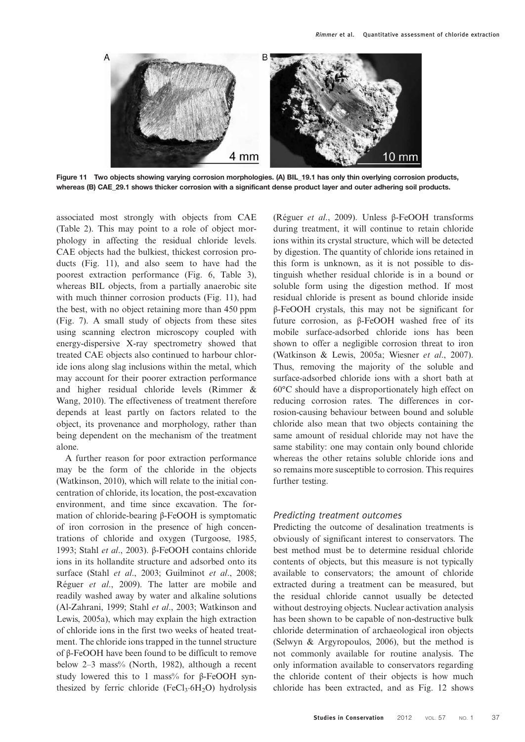Figure 11 Two objects showing varying corrosion morphologies. (A) BIL_19.1 has only thin overlying corrosion products, whereas (B) CAE_29.1 shows thicker corrosion with a significant dense product layer and outer adhering soil products.

associated most strongly with objects from CAE (Table 2). This may point to a role of object morphology in affecting the residual chloride levels. CAE objects had the bulkiest, thickest corrosion products (Fig. 11), and also seem to have had the poorest extraction performance (Fig. 6, Table 3), whereas BIL objects, from a partially anaerobic site with much thinner corrosion products (Fig. 11), had the best, with no object retaining more than 450 ppm (Fig. 7). A small study of objects from these sites using scanning electron microscopy coupled with energy-dispersive X-ray spectrometry showed that treated CAE objects also continued to harbour chloride ions along slag inclusions within the metal, which may account for their poorer extraction performance and higher residual chloride levels (Rimmer & Wang, 2010). The effectiveness of treatment therefore depends at least partly on factors related to the object, its provenance and morphology, rather than being dependent on the mechanism of the treatment alone.

A further reason for poor extraction performance may be the form of the chloride in the objects (Watkinson, 2010), which will relate to the initial concentration of chloride, its location, the post-excavation environment, and time since excavation. The formation of chloride-bearing β-FeOOH is symptomatic of iron corrosion in the presence of high concentrations of chloride and oxygen (Turgoose, 1985, 1993; Stahl *et al*., 2003). β-FeOOH contains chloride ions in its hollandite structure and adsorbed onto its surface (Stahl *et al*., 2003; Guilminot *et al*., 2008; Réguer *et al*., 2009). The latter are mobile and readily washed away by water and alkaline solutions (Al-Zahrani, 1999; Stahl *et al*., 2003; Watkinson and Lewis, 2005a), which may explain the high extraction of chloride ions in the first two weeks of heated treatment. The chloride ions trapped in the tunnel structure of β-FeOOH have been found to be difficult to remove below 2–3 mass% (North, 1982), although a recent study lowered this to 1 mass% for β-FeOOH synthesized by ferric chloride ($FeCl_3 \cdot 6H_2O$) hydrolysis (Réguer *et al*., 2009). Unless β-FeOOH transforms during treatment, it will continue to retain chloride ions within its crystal structure, which will be detected by digestion. The quantity of chloride ions retained in this form is unknown, as it is not possible to distinguish whether residual chloride is in a bound or soluble form using the digestion method. If most residual chloride is present as bound chloride inside β-FeOOH crystals, this may not be significant for future corrosion, as β-FeOOH washed free of its mobile surface-adsorbed chloride ions has been shown to offer a negligible corrosion threat to iron (Watkinson & Lewis, 2005a; Wiesner *et al*., 2007). Thus, removing the majority of the soluble and surface-adsorbed chloride ions with a short bath at 60°C should have a disproportionately high effect on reducing corrosion rates. The differences in corrosion-causing behaviour between bound and soluble chloride also mean that two objects containing the same amount of residual chloride may not have the same stability: one may contain only bound chloride whereas the other retains soluble chloride ions and so remains more susceptible to corrosion. This requires further testing.

### *Predicting treatment outcomes*

Predicting the outcome of desalination treatments is obviously of significant interest to conservators. The best method must be to determine residual chloride contents of objects, but this measure is not typically available to conservators; the amount of chloride extracted during a treatment can be measured, but the residual chloride cannot usually be detected without destroying objects. Nuclear activation analysis has been shown to be capable of non-destructive bulk chloride determination of archaeological iron objects (Selwyn & Argyropoulos, 2006), but the method is not commonly available for routine analysis. The only information available to conservators regarding the chloride content of their objects is how much chloride has been extracted, and as Fig. 12 shows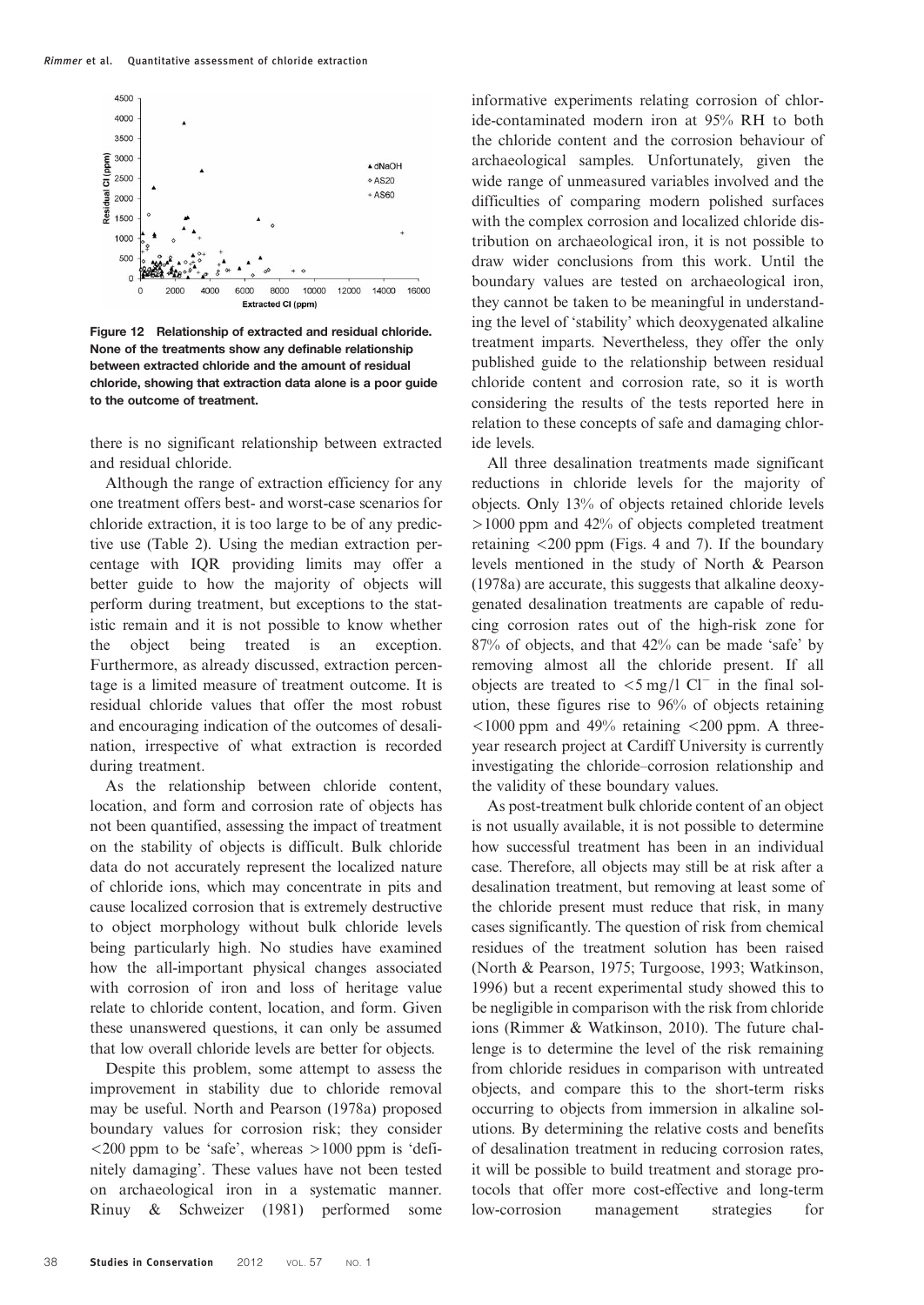Figure 12 Relationship of extracted and residual chloride. None of the treatments show any definable relationship between extracted chloride and the amount of residual chloride, showing that extraction data alone is a poor guide to the outcome of treatment.

there is no significant relationship between extracted and residual chloride.

Although the range of extraction efficiency for any one treatment offers best- and worst-case scenarios for chloride extraction, it is too large to be of any predictive use (Table 2). Using the median extraction percentage with IQR providing limits may offer a better guide to how the majority of objects will perform during treatment, but exceptions to the statistic remain and it is not possible to know whether the object being treated is an exception. Furthermore, as already discussed, extraction percentage is a limited measure of treatment outcome. It is residual chloride values that offer the most robust and encouraging indication of the outcomes of desalination, irrespective of what extraction is recorded during treatment.

As the relationship between chloride content, location, and form and corrosion rate of objects has not been quantified, assessing the impact of treatment on the stability of objects is difficult. Bulk chloride data do not accurately represent the localized nature of chloride ions, which may concentrate in pits and cause localized corrosion that is extremely destructive to object morphology without bulk chloride levels being particularly high. No studies have examined how the all-important physical changes associated with corrosion of iron and loss of heritage value relate to chloride content, location, and form. Given these unanswered questions, it can only be assumed that low overall chloride levels are better for objects.

Despite this problem, some attempt to assess the improvement in stability due to chloride removal may be useful. North and Pearson (1978a) proposed boundary values for corrosion risk; they consider <200 ppm to be 'safe', whereas >1000 ppm is 'definitely damaging'. These values have not been tested on archaeological iron in a systematic manner. Rinuy & Schweizer (1981) performed some informative experiments relating corrosion of chloride-contaminated modern iron at 95% RH to both the chloride content and the corrosion behaviour of archaeological samples. Unfortunately, given the wide range of unmeasured variables involved and the difficulties of comparing modern polished surfaces with the complex corrosion and localized chloride distribution on archaeological iron, it is not possible to draw wider conclusions from this work. Until the boundary values are tested on archaeological iron, they cannot be taken to be meaningful in understanding the level of 'stability' which deoxygenated alkaline treatment imparts. Nevertheless, they offer the only published guide to the relationship between residual chloride content and corrosion rate, so it is worth considering the results of the tests reported here in relation to these concepts of safe and damaging chloride levels.

All three desalination treatments made significant reductions in chloride levels for the majority of objects. Only 13% of objects retained chloride levels >1000 ppm and 42% of objects completed treatment retaining <200 ppm (Figs. 4 and 7). If the boundary levels mentioned in the study of North & Pearson (1978a) are accurate, this suggests that alkaline deoxygenated desalination treatments are capable of reducing corrosion rates out of the high-risk zone for 87% of objects, and that 42% can be made 'safe' by removing almost all the chloride present. If all objects are treated to <5 mg/l $Cl^-$ in the final solution, these figures rise to 96% of objects retaining <1000 ppm and 49% retaining <200 ppm. A three-year research project at Cardiff University is currently investigating the chloride–corrosion relationship and the validity of these boundary values.

As post-treatment bulk chloride content of an object is not usually available, it is not possible to determine how successful treatment has been in an individual case. Therefore, all objects may still be at risk after a desalination treatment, but removing at least some of the chloride present must reduce that risk, in many cases significantly. The question of risk from chemical residues of the treatment solution has been raised (North & Pearson, 1975; Turgoose, 1993; Watkinson, 1996) but a recent experimental study showed this to be negligible in comparison with the risk from chloride ions (Rimmer & Watkinson, 2010). The future challenge is to determine the level of the risk remaining from chloride residues in comparison with untreated objects, and compare this to the short-term risks occurring to objects from immersion in alkaline solutions. By determining the relative costs and benefits of desalination treatment in reducing corrosion rates, it will be possible to build treatment and storage protocols that offer more cost-effective and long-term low-corrosion management strategies for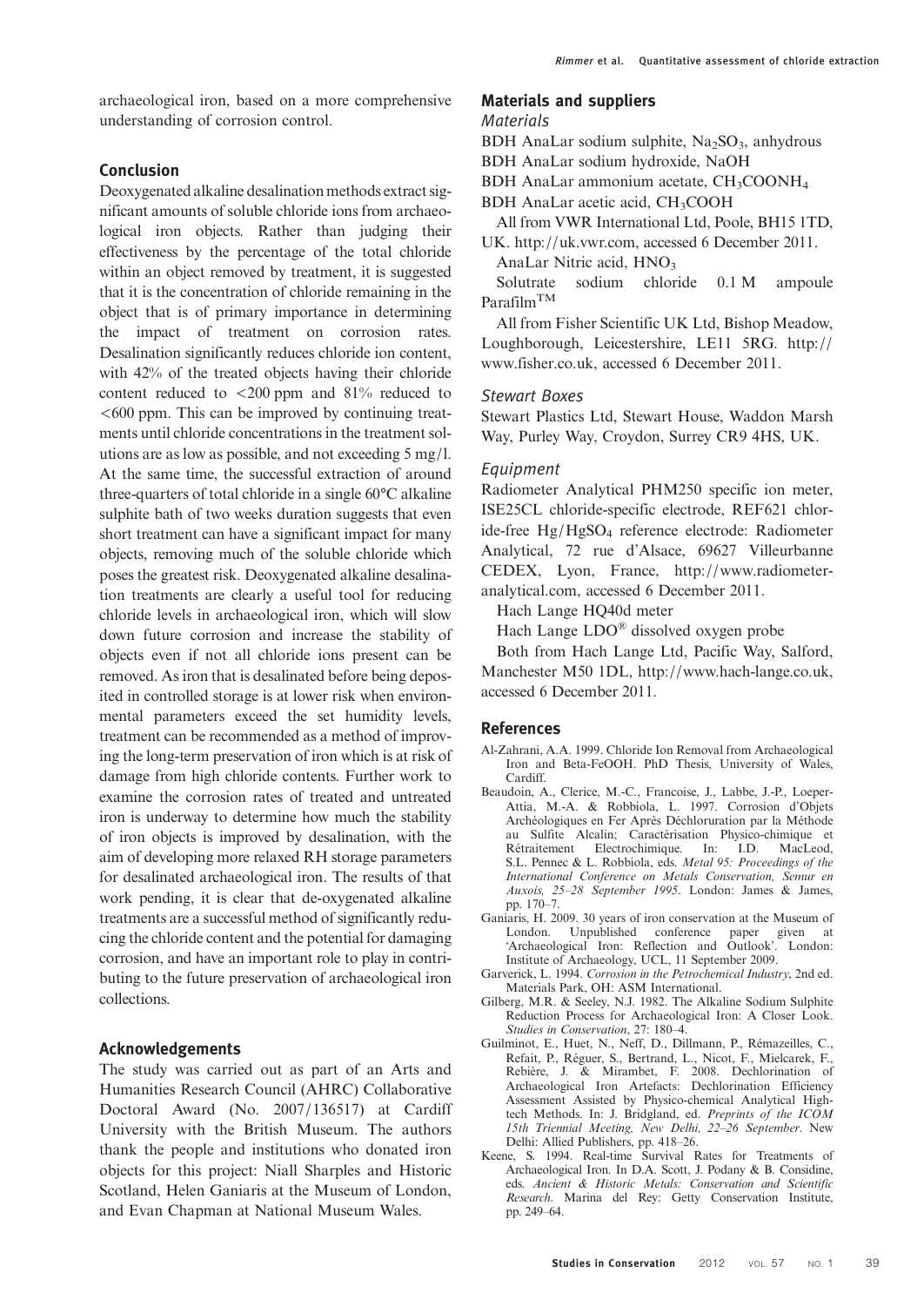archaeological iron, based on a more comprehensive understanding of corrosion control.

## Conclusion

Deoxygenated alkaline desalination methods extract significant amounts of soluble chloride ions from archaeological iron objects. Rather than judging their effectiveness by the percentage of the total chloride within an object removed by treatment, it is suggested that it is the concentration of chloride remaining in the object that is of primary importance in determining the impact of treatment on corrosion rates. Desalination significantly reduces chloride ion content, with 42% of the treated objects having their chloride content reduced to <200 ppm and 81% reduced to <600 ppm. This can be improved by continuing treatments until chloride concentrations in the treatment solutions are as low as possible, and not exceeding 5 mg/l. At the same time, the successful extraction of around three-quarters of total chloride in a single 60°C alkaline sulphite bath of two weeks duration suggests that even short treatment can have a significant impact for many objects, removing much of the soluble chloride which poses the greatest risk. Deoxygenated alkaline desalination treatments are clearly a useful tool for reducing chloride levels in archaeological iron, which will slow down future corrosion and increase the stability of objects even if not all chloride ions present can be removed. As iron that is desalinated before being deposited in controlled storage is at lower risk when environmental parameters exceed the set humidity levels, treatment can be recommended as a method of improving the long-term preservation of iron which is at risk of damage from high chloride contents. Further work to examine the corrosion rates of treated and untreated iron is underway to determine how much the stability of iron objects is improved by desalination, with the aim of developing more relaxed RH storage parameters for desalinated archaeological iron. The results of that work pending, it is clear that de-oxygenated alkaline treatments are a successful method of significantly reducing the chloride content and the potential for damaging corrosion, and have an important role to play in contributing to the future preservation of archaeological iron collections.

## Acknowledgements

The study was carried out as part of an Arts and Humanities Research Council (AHRC) Collaborative Doctoral Award (No. 2007/136517) at Cardiff University with the British Museum. The authors thank the people and institutions who donated iron objects for this project: Niall Sharples and Historic Scotland, Helen Ganiaris at the Museum of London, and Evan Chapman at National Museum Wales.

## Materials and suppliers

### Materials

BDH AnaLar sodium sulphite, $Na_2SO_3$, anhydrous
BDH AnaLar sodium hydroxide, NaOH
BDH AnaLar ammonium acetate, $CH_3COONH_4$
BDH AnaLar acetic acid, $CH_3COOH$

All from VWR International Ltd, Poole, BH15 1TD, UK. http://uk.vwr.com, accessed 6 December 2011.

AnaLar Nitric acid, $HNO_3$

Solutrate sodium chloride 0.1 M ampoule Parafilm™

All from Fisher Scientific UK Ltd, Bishop Meadow, Loughborough, Leicestershire, LE11 5RG. http://www.fisher.co.uk, accessed 6 December 2011.

### Stewart Boxes

Stewart Plastics Ltd, Stewart House, Waddon Marsh Way, Purley Way, Croydon, Surrey CR9 4HS, UK.

### Equipment

Radiometer Analytical PHM250 specific ion meter, ISE25CL chloride-specific electrode, REF621 chloride-free $Hg/HgSO_4$ reference electrode: Radiometer Analytical, 72 rue d'Alsace, 69627 Villeurbanne CEDEX, Lyon, France, http://www.radiometer-analytical.com, accessed 6 December 2011.

Hach Lange HQ40d meter

Hach Lange LDO® dissolved oxygen probe

Both from Hach Lange Ltd, Pacific Way, Salford, Manchester M50 1DL, http://www.hach-lange.co.uk, accessed 6 December 2011.

## References

Al-Zahrani, A.A. 1999. Chloride Ion Removal from Archaeological Iron and Beta-FeOOH. PhD Thesis, University of Wales, Cardiff.

Beaudoin, A., Clerice, M.-C., Francoise, J., Labbe, J.-P., Loeper-Attia, M.-A. & Robbiola, L. 1997. Corrosion d'Objets Archéologiques en Fer Après Déchloruration par la Méthode au Sulfite Alcalin; Caractérisation Physico-chimique et Rétraitement Electrochimique. In: I.D. MacLeod, S.L. Pennec & L. Robbiola, eds. *Metal 95: Proceedings of the International Conference on Metals Conservation, Semur en Auxois, 25–28 September 1995*. London: James & James, pp. 170–7.

Ganiaris, H. 2009. 30 years of iron conservation at the Museum of London. Unpublished conference paper given at 'Archaeological Iron: Reflection and Outlook'. London: Institute of Archaeology, UCL, 11 September 2009.

Garverick, L. 1994. *Corrosion in the Petrochemical Industry*, 2nd ed. Materials Park, OH: ASM International.

Gilberg, M.R. & Seeley, N.J. 1982. The Alkaline Sodium Sulphite Reduction Process for Archaeological Iron: A Closer Look. *Studies in Conservation*, 27: 180–4.

Guilminot, E., Huet, N., Neff, D., Dillmann, P., Rémazeilles, C., Refait, P., Réguer, S., Bertrand, L., Nicot, F., Mielcarek, F., Rebière, J. & Mirambet, F. 2008. Dechlorination of Archaeological Iron Artefacts: Dechlorination Efficiency Assessment Assisted by Physico-chemical Analytical High-tech Methods. In: J. Bridgland, ed. *Preprints of the ICOM 15th Triennial Meeting, New Delhi, 22–26 September*. New Delhi: Allied Publishers, pp. 418–26.

Keene, S. 1994. Real-time Survival Rates for Treatments of Archaeological Iron. In D.A. Scott, J. Podany & B. Considine, eds. *Ancient & Historic Metals: Conservation and Scientific Research*. Marina del Rey: Getty Conservation Institute, pp. 249–64.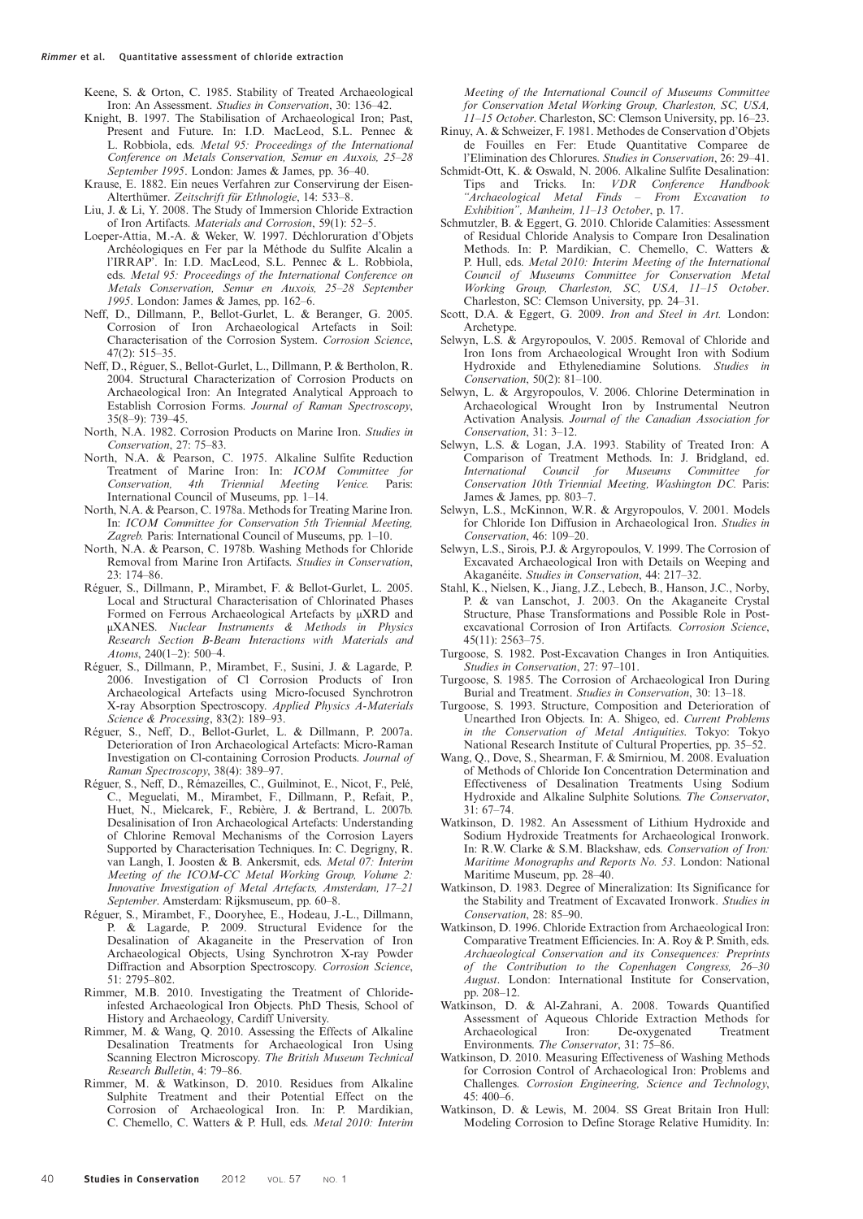Keene, S. & Orton, C. 1985. Stability of Treated Archaeological Iron: An Assessment. *Studies in Conservation*, 30: 136–42.

Knight, B. 1997. The Stabilisation of Archaeological Iron; Past, Present and Future. In: I.D. MacLeod, S.L. Pennec & L. Robbiola, eds. *Metal 95: Proceedings of the International Conference on Metals Conservation, Semur en Auxois, 25–28 September 1995*. London: James & James, pp. 36–40.

Krause, E. 1882. Ein neues Verfahren zur Conservirung der Eisen-Alterthümer. *Zeitschrift für Ethnologie*, 14: 533–8.

Liu, J. & Li, Y. 2008. The Study of Immersion Chloride Extraction of Iron Artifacts. *Materials and Corrosion*, 59(1): 52–5.

Loeper-Attia, M.-A. & Weker, W. 1997. Déchloruration d'Objets Archéologiques en Fer par la Méthode du Sulfite Alcalin a l'IRRAP'. In: I.D. MacLeod, S.L. Pennec & L. Robbiola, eds. *Metal 95: Proceedings of the International Conference on Metals Conservation, Semur en Auxois, 25–28 September 1995*. London: James & James, pp. 162–6.

Neff, D., Dillmann, P., Bellot-Gurlet, L. & Beranger, G. 2005. Corrosion of Iron Archaeological Artefacts in Soil: Characterisation of the Corrosion System. *Corrosion Science*, 47(2): 515–35.

Neff, D., Réguer, S., Bellot-Gurlet, L., Dillmann, P. & Bertholon, R. 2004. Structural Characterization of Corrosion Products on Archaeological Iron: An Integrated Analytical Approach to Establish Corrosion Forms. *Journal of Raman Spectroscopy*, 35(8–9): 739–45.

North, N.A. 1982. Corrosion Products on Marine Iron. *Studies in Conservation*, 27: 75–83.

North, N.A. & Pearson, C. 1975. Alkaline Sulfite Reduction Treatment of Marine Iron: In: *ICOM Committee for Conservation, 4th Triennial Meeting Venice.* Paris: International Council of Museums, pp. 1–14.

North, N.A. & Pearson, C. 1978a. Methods for Treating Marine Iron. In: *ICOM Committee for Conservation 5th Triennial Meeting, Zagreb.* Paris: International Council of Museums, pp. 1–10.

North, N.A. & Pearson, C. 1978b. Washing Methods for Chloride Removal from Marine Iron Artifacts. *Studies in Conservation*, 23: 174–86.

Réguer, S., Dillmann, P., Mirambet, F. & Bellot-Gurlet, L. 2005. Local and Structural Characterisation of Chlorinated Phases Formed on Ferrous Archaeological Artefacts by μXRD and μXANES. *Nuclear Instruments & Methods in Physics Research Section B-Beam Interactions with Materials and Atoms*, 240(1–2): 500–4.

Réguer, S., Dillmann, P., Mirambet, F., Susini, J. & Lagarde, P. 2006. Investigation of Cl Corrosion Products of Iron Archaeological Artefacts using Micro-focused Synchrotron X-ray Absorption Spectroscopy. *Applied Physics A-Materials Science & Processing*, 83(2): 189–93.

Réguer, S., Neff, D., Bellot-Gurlet, L. & Dillmann, P. 2007a. Deterioration of Iron Archaeological Artefacts: Micro-Raman Investigation on Cl-containing Corrosion Products. *Journal of Raman Spectroscopy*, 38(4): 389–97.

Réguer, S., Neff, D., Rémazeilles, C., Guilminot, E., Nicot, F., Pelé, C., Meguelati, M., Mirambet, F., Dillmann, P., Refait, P., Huet, N., Mielcarek, F., Rebière, J. & Bertrand, L. 2007b. Desalinisation of Iron Archaeological Artefacts: Understanding of Chlorine Removal Mechanisms of the Corrosion Layers Supported by Characterisation Techniques. In: C. Degrigny, R. van Langh, I. Joosten & B. Ankersmit, eds. *Metal 07: Interim Meeting of the ICOM-CC Metal Working Group, Volume 2: Innovative Investigation of Metal Artefacts, Amsterdam, 17–21 September*. Amsterdam: Rijksmuseum, pp. 60–8.

Réguer, S., Mirambet, F., Dooryhee, E., Hodeau, J.-L., Dillmann, P. & Lagarde, P. 2009. Structural Evidence for the Desalination of Akaganeite in the Preservation of Iron Archaeological Objects, Using Synchrotron X-ray Powder Diffraction and Absorption Spectroscopy. *Corrosion Science*, 51: 2795–802.

Rimmer, M.B. 2010. Investigating the Treatment of Chloride-infested Archaeological Iron Objects. PhD Thesis, School of History and Archaeology, Cardiff University.

Rimmer, M. & Wang, Q. 2010. Assessing the Effects of Alkaline Desalination Treatments for Archaeological Iron Using Scanning Electron Microscopy. *The British Museum Technical Research Bulletin*, 4: 79–86.

Rimmer, M. & Watkinson, D. 2010. Residues from Alkaline Sulphite Treatment and their Potential Effect on the Corrosion of Archaeological Iron. In: P. Mardikian, C. Chemello, C. Watters & P. Hull, eds. *Metal 2010: Interim Meeting of the International Council of Museums Committee for Conservation Metal Working Group, Charleston, SC, USA, 11–15 October*. Charleston, SC: Clemson University, pp. 16–23.

Rinuy, A. & Schweizer, F. 1981. Methodes de Conservation d'Objets de Fouilles en Fer: Etude Quantitative Comparee de l'Elimination des Chlorures. *Studies in Conservation*, 26: 29–41.

Schmidt-Ott, K. & Oswald, N. 2006. Alkaline Sulfite Desalination: Tips and Tricks. In: *VDR Conference Handbook "Archaeological Metal Finds – From Excavation to Exhibition", Manheim, 11–13 October*, p. 17.

Schmutzler, B. & Eggert, G. 2010. Chloride Calamities: Assessment of Residual Chloride Analysis to Compare Iron Desalination Methods. In: P. Mardikian, C. Chemello, C. Watters & P. Hull, eds. *Metal 2010: Interim Meeting of the International Council of Museums Committee for Conservation Metal Working Group, Charleston, SC, USA, 11–15 October*. Charleston, SC: Clemson University, pp. 24–31.

Scott, D.A. & Eggert, G. 2009. *Iron and Steel in Art.* London: Archetype.

Selwyn, L.S. & Argyropoulos, V. 2005. Removal of Chloride and Iron Ions from Archaeological Wrought Iron with Sodium Hydroxide and Ethylenediamine Solutions. *Studies in Conservation*, 50(2): 81–100.

Selwyn, L. S. & Argyropoulos, V. 2006. Chlorine Determination in Archaeological Wrought Iron by Instrumental Neutron Activation Analysis. *Journal of the Canadian Association for Conservation*, 31: 3–12.

Selwyn, L.S. & Logan, J.A. 1993. Stability of Treated Iron: A Comparison of Treatment Methods. In: J. Bridgland, ed. *International Council for Museums Committee for Conservation 10th Triennial Meeting, Washington DC.* Paris: James & James, pp. 803–7.

Selwyn, L.S., McKinnon, W.R. & Argyropoulos, V. 2001. Models for Chloride Ion Diffusion in Archaeological Iron. *Studies in Conservation*, 46: 109–20.

Selwyn, L.S., Sirois, P.J. & Argyropoulos, V. 1999. The Corrosion of Excavated Archaeological Iron with Details on Weeping and Akaganéite. *Studies in Conservation*, 44: 217–32.

Stahl, K., Nielsen, K., Jiang, J.Z., Lebech, B., Hanson, J.C., Norby, P. & van Lanschot, J. 2003. On the Akaganeite Crystal Structure, Phase Transformations and Possible Role in Post-excavational Corrosion of Iron Artifacts. *Corrosion Science*, 45(11): 2563–75.

Turgoose, S. 1982. Post-Excavation Changes in Iron Antiquities. *Studies in Conservation*, 27: 97–101.

Turgoose, S. 1985. The Corrosion of Archaeological Iron During Burial and Treatment. *Studies in Conservation*, 30: 13–18.

Turgoose, S. 1993. Structure, Composition and Deterioration of Unearthed Iron Objects. In: A. Shigeo, ed. *Current Problems in the Conservation of Metal Antiquities*. Tokyo: Tokyo National Research Institute of Cultural Properties, pp. 35–52.

Wang, Q., Dove, S., Shearman, F. & Smirniou, M. 2008. Evaluation of Methods of Chloride Ion Concentration Determination and Effectiveness of Desalination Treatments Using Sodium Hydroxide and Alkaline Sulphite Solutions. *The Conservator*, 31: 67–74.

Watkinson, D. 1982. An Assessment of Lithium Hydroxide and Sodium Hydroxide Treatments for Archaeological Ironwork. In: R.W. Clarke & S.M. Blackshaw, eds. *Conservation of Iron: Maritime Monographs and Reports No. 53*. London: National Maritime Museum, pp. 28–40.

Watkinson, D. 1983. Degree of Mineralization: Its Significance for the Stability and Treatment of Excavated Ironwork. *Studies in Conservation*, 28: 85–90.

Watkinson, D. 1996. Chloride Extraction from Archaeological Iron: Comparative Treatment Efficiencies. In: A. Roy & P. Smith, eds. *Archaeological Conservation and its Consequences: Preprints of the Contribution to the Copenhagen Congress, 26–30 August*. London: International Institute for Conservation, pp. 208–12.

Watkinson, D. & Al-Zahrani, A. 2008. Towards Quantified Assessment of Aqueous Chloride Extraction Methods for Archaeological Iron: De-oxygenated Treatment Environments. *The Conservator*, 31: 75–86.

Watkinson, D. 2010. Measuring Effectiveness of Washing Methods for Corrosion Control of Archaeological Iron: Problems and Challenges. *Corrosion Engineering, Science and Technology*, 45: 400–6.

Watkinson, D. & Lewis, M. 2004. SS Great Britain Iron Hull: Modeling Corrosion to Define Storage Relative Humidity. In: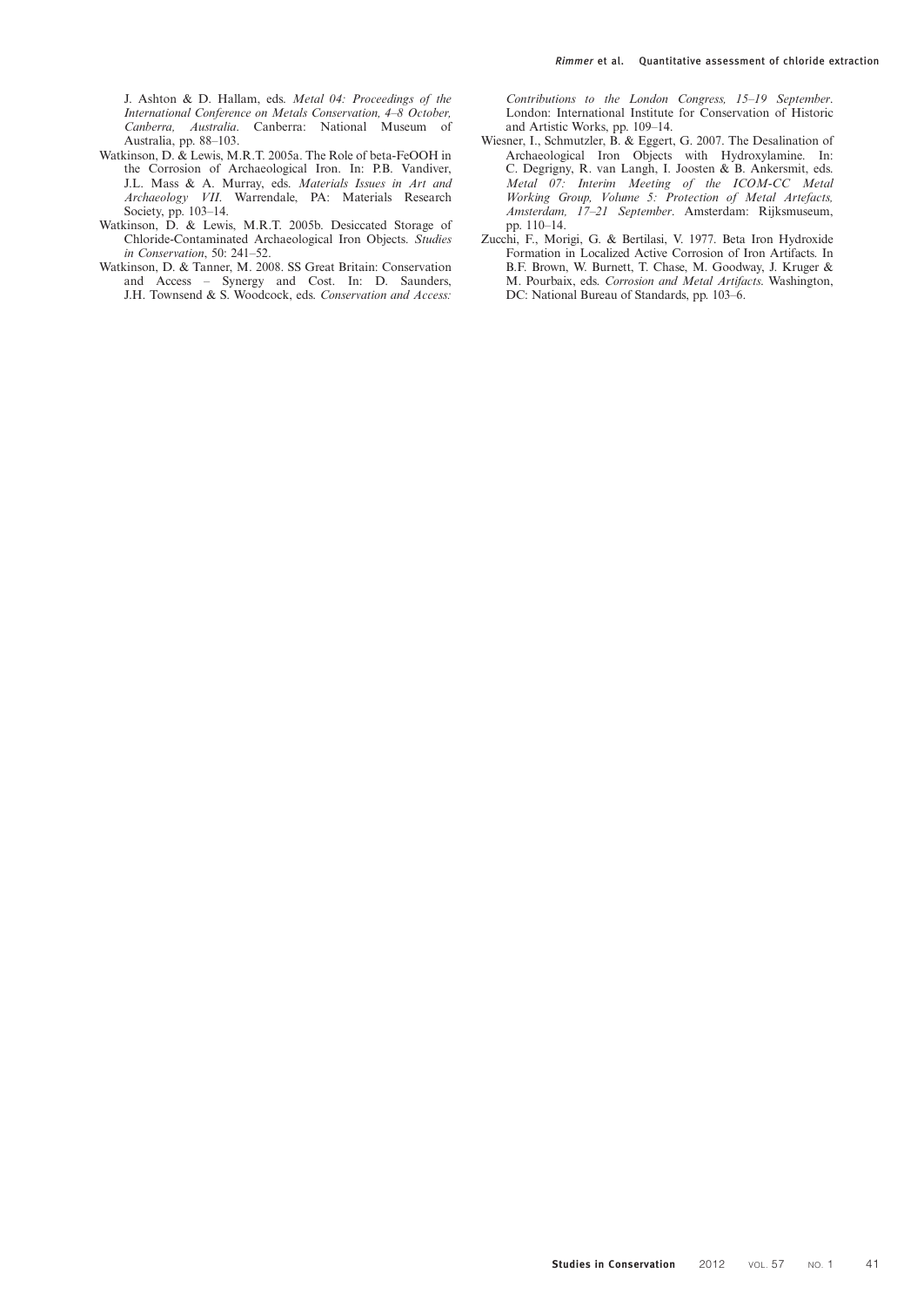J. Ashton & D. Hallam, eds. *Metal 04: Proceedings of the International Conference on Metals Conservation, 4–8 October, Canberra, Australia*. Canberra: National Museum of Australia, pp. 88–103.

Watkinson, D. & Lewis, M.R.T. 2005a. The Role of beta-FeOOH in the Corrosion of Archaeological Iron. In: P.B. Vandiver, J.L. Mass & A. Murray, eds. *Materials Issues in Art and Archaeology VII*. Warrendale, PA: Materials Research Society, pp. 103–14.

Watkinson, D. & Lewis, M.R.T. 2005b. Desiccated Storage of Chloride-Contaminated Archaeological Iron Objects. *Studies in Conservation*, 50: 241–52.

Watkinson, D. & Tanner, M. 2008. SS Great Britain: Conservation and Access – Synergy and Cost. In: D. Saunders, J.H. Townsend & S. Woodcock, eds. *Conservation and Access: Contributions to the London Congress, 15–19 September*. London: International Institute for Conservation of Historic and Artistic Works, pp. 109–14.

Wiesner, I., Schmutzler, B. & Eggert, G. 2007. The Desalination of Archaeological Iron Objects with Hydroxylamine. In: C. Degrigny, R. van Langh, I. Joosten & B. Ankersmit, eds. *Metal 07: Interim Meeting of the ICOM-CC Metal Working Group, Volume 5: Protection of Metal Artefacts, Amsterdam, 17–21 September*. Amsterdam: Rijksmuseum, pp. 110–14.

Zucchi, F., Morigi, G. & Bertilasi, V. 1977. Beta Iron Hydroxide Formation in Localized Active Corrosion of Iron Artifacts. In B.F. Brown, W. Burnett, T. Chase, M. Goodway, J. Kruger & M. Pourbaix, eds. *Corrosion and Metal Artifacts*. Washington, DC: National Bureau of Standards, pp. 103–6.